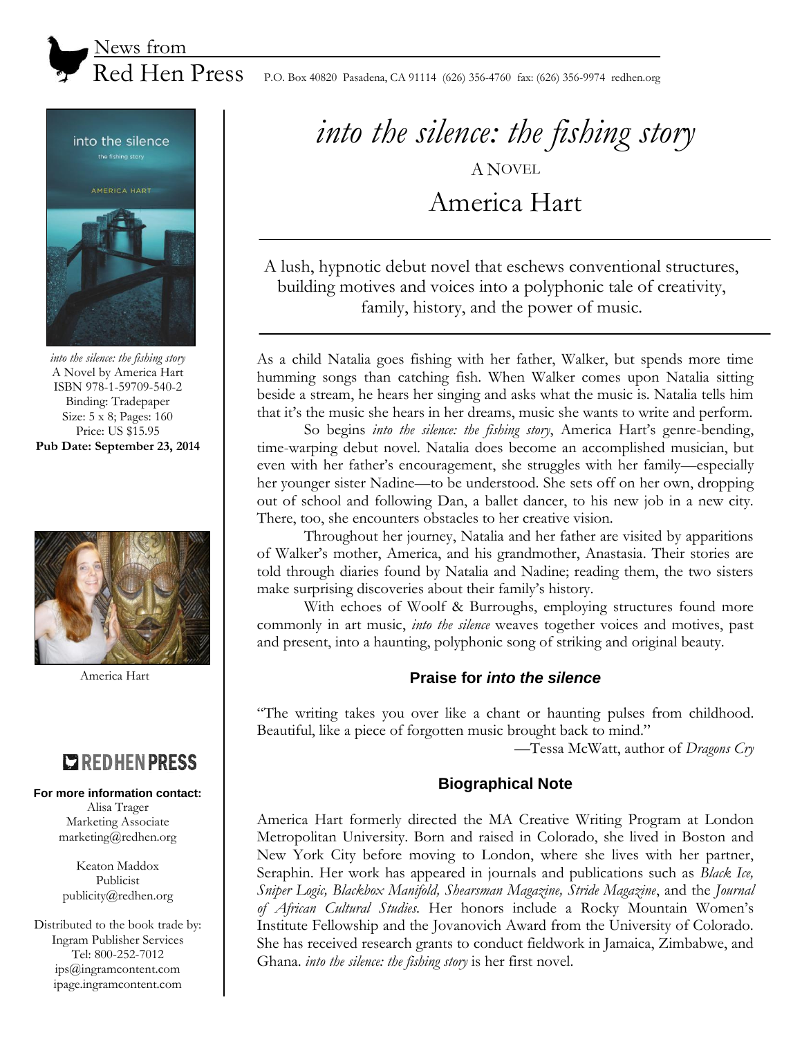News from
Red Hen Press P.O. Box 40820 Pasadena, CA 91114 (626) 356-4760 fax: (626) 356-9974 redhen.org

*into the silence: the fishing story*
A Novel by America Hart
ISBN 978-1-59709-540-2
Binding: Tradepaper
Size: 5 x 8; Pages: 160
Price: US $15.95
**Pub Date: September 23, 2014**

America Hart

RED HEN PRESS

**For more information contact:**
Alisa Trager
Marketing Associate
marketing@redhen.org

Keaton Maddox
Publicist
publicity@redhen.org

Distributed to the book trade by:
Ingram Publisher Services
Tel: 800-252-7012
ips@ingramcontent.com
ipage.ingramcontent.com

# *into the silence: the fishing story*

A NOVEL

## America Hart

---

A lush, hypnotic debut novel that eschews conventional structures, building motives and voices into a polyphonic tale of creativity, family, history, and the power of music.

---

As a child Natalia goes fishing with her father, Walker, but spends more time humming songs than catching fish. When Walker comes upon Natalia sitting beside a stream, he hears her singing and asks what the music is. Natalia tells him that it's the music she hears in her dreams, music she wants to write and perform.

So begins *into the silence: the fishing story*, America Hart's genre-bending, time-warping debut novel. Natalia does become an accomplished musician, but even with her father's encouragement, she struggles with her family—especially her younger sister Nadine—to be understood. She sets off on her own, dropping out of school and following Dan, a ballet dancer, to his new job in a new city. There, too, she encounters obstacles to her creative vision.

Throughout her journey, Natalia and her father are visited by apparitions of Walker's mother, America, and his grandmother, Anastasia. Their stories are told through diaries found by Natalia and Nadine; reading them, the two sisters make surprising discoveries about their family's history.

With echoes of Woolf & Burroughs, employing structures found more commonly in art music, *into the silence* weaves together voices and motives, past and present, into a haunting, polyphonic song of striking and original beauty.

### Praise for *into the silence*

"The writing takes you over like a chant or haunting pulses from childhood. Beautiful, like a piece of forgotten music brought back to mind."

—Tessa McWatt, author of *Dragons Cry*

### Biographical Note

America Hart formerly directed the MA Creative Writing Program at London Metropolitan University. Born and raised in Colorado, she lived in Boston and New York City before moving to London, where she lives with her partner, Seraphin. Her work has appeared in journals and publications such as *Black Ice, Sniper Logic, Blackbox Manifold, Shearsman Magazine, Stride Magazine*, and the *Journal of African Cultural Studies*. Her honors include a Rocky Mountain Women's Institute Fellowship and the Jovanovich Award from the University of Colorado. She has received research grants to conduct fieldwork in Jamaica, Zimbabwe, and Ghana. *into the silence: the fishing story* is her first novel.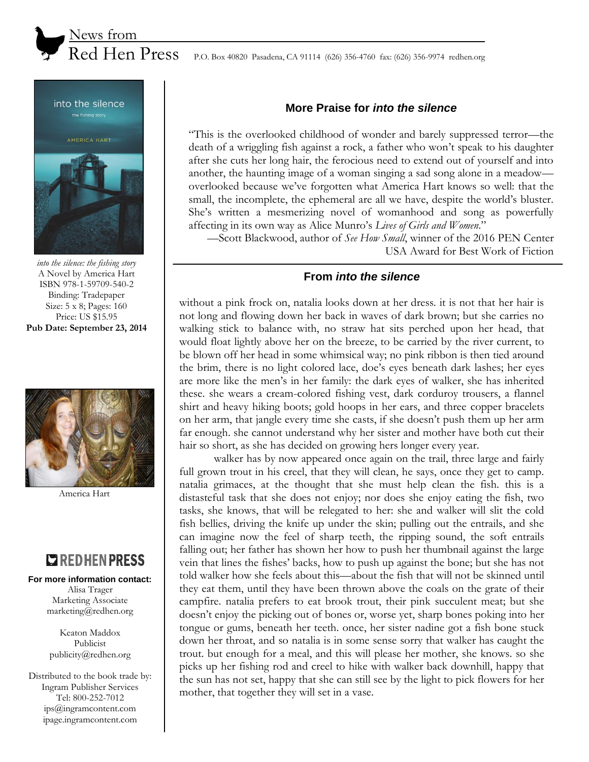News from

# Red Hen Press

P.O. Box 40820 Pasadena, CA 91114 (626) 356-4760 fax: (626) 356-9974 redhen.org

*into the silence: the fishing story*
A Novel by America Hart
ISBN 978-1-59709-540-2
Binding: Tradepaper
Size: 5 x 8; Pages: 160
Price: US $15.95
**Pub Date: September 23, 2014**

America Hart

**RED HEN PRESS**

**For more information contact:**
Alisa Trager
Marketing Associate
marketing@redhen.org

Keaton Maddox
Publicist
publicity@redhen.org

Distributed to the book trade by:
Ingram Publisher Services
Tel: 800-252-7012
ips@ingramcontent.com
ipage.ingramcontent.com

## More Praise for *into the silence*

"This is the overlooked childhood of wonder and barely suppressed terror—the death of a wriggling fish against a rock, a father who won't speak to his daughter after she cuts her long hair, the ferocious need to extend out of yourself and into another, the haunting image of a woman singing a sad song alone in a meadow—overlooked because we've forgotten what America Hart knows so well: that the small, the incomplete, the ephemeral are all we have, despite the world's bluster. She's written a mesmerizing novel of womanhood and song as powerfully affecting in its own way as Alice Munro's *Lives of Girls and Women*."

—Scott Blackwood, author of *See How Small*, winner of the 2016 PEN Center USA Award for Best Work of Fiction

## From *into the silence*

without a pink frock on, natalia looks down at her dress. it is not that her hair is not long and flowing down her back in waves of dark brown; but she carries no walking stick to balance with, no straw hat sits perched upon her head, that would float lightly above her on the breeze, to be carried by the river current, to be blown off her head in some whimsical way; no pink ribbon is then tied around the brim, there is no light colored lace, doe's eyes beneath dark lashes; her eyes are more like the men's in her family: the dark eyes of walker, she has inherited these. she wears a cream-colored fishing vest, dark corduroy trousers, a flannel shirt and heavy hiking boots; gold hoops in her ears, and three copper bracelets on her arm, that jangle every time she casts, if she doesn't push them up her arm far enough. she cannot understand why her sister and mother have both cut their hair so short, as she has decided on growing hers longer every year.

walker has by now appeared once again on the trail, three large and fairly full grown trout in his creel, that they will clean, he says, once they get to camp. natalia grimaces, at the thought that she must help clean the fish. this is a distasteful task that she does not enjoy; nor does she enjoy eating the fish, two tasks, she knows, that will be relegated to her: she and walker will slit the cold fish bellies, driving the knife up under the skin; pulling out the entrails, and she can imagine now the feel of sharp teeth, the ripping sound, the soft entrails falling out; her father has shown her how to push her thumbnail against the large vein that lines the fishes' backs, how to push up against the bone; but she has not told walker how she feels about this—about the fish that will not be skinned until they eat them, until they have been thrown above the coals on the grate of their campfire. natalia prefers to eat brook trout, their pink succulent meat; but she doesn't enjoy the picking out of bones or, worse yet, sharp bones poking into her tongue or gums, beneath her teeth. once, her sister nadine got a fish bone stuck down her throat, and so natalia is in some sense sorry that walker has caught the trout. but enough for a meal, and this will please her mother, she knows. so she picks up her fishing rod and creel to hike with walker back downhill, happy that the sun has not set, happy that she can still see by the light to pick flowers for her mother, that together they will set in a vase.